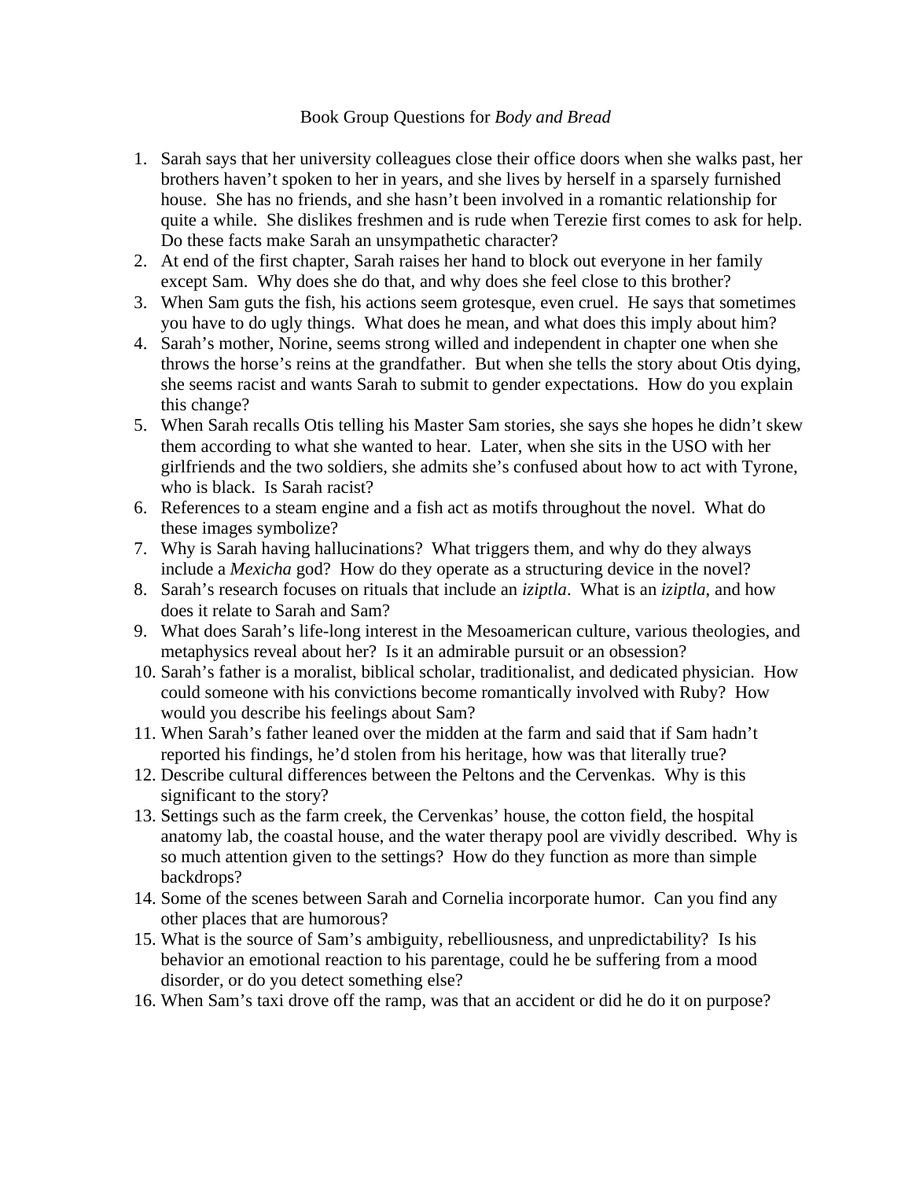# Book Group Questions for *Body and Bread*

1. Sarah says that her university colleagues close their office doors when she walks past, her brothers haven't spoken to her in years, and she lives by herself in a sparsely furnished house. She has no friends, and she hasn't been involved in a romantic relationship for quite a while. She dislikes freshmen and is rude when Terezie first comes to ask for help. Do these facts make Sarah an unsympathetic character?
2. At end of the first chapter, Sarah raises her hand to block out everyone in her family except Sam. Why does she do that, and why does she feel close to this brother?
3. When Sam guts the fish, his actions seem grotesque, even cruel. He says that sometimes you have to do ugly things. What does he mean, and what does this imply about him?
4. Sarah's mother, Norine, seems strong willed and independent in chapter one when she throws the horse's reins at the grandfather. But when she tells the story about Otis dying, she seems racist and wants Sarah to submit to gender expectations. How do you explain this change?
5. When Sarah recalls Otis telling his Master Sam stories, she says she hopes he didn't skew them according to what she wanted to hear. Later, when she sits in the USO with her girlfriends and the two soldiers, she admits she's confused about how to act with Tyrone, who is black. Is Sarah racist?
6. References to a steam engine and a fish act as motifs throughout the novel. What do these images symbolize?
7. Why is Sarah having hallucinations? What triggers them, and why do they always include a *Mexicha* god? How do they operate as a structuring device in the novel?
8. Sarah's research focuses on rituals that include an *iziptla*. What is an *iziptla*, and how does it relate to Sarah and Sam?
9. What does Sarah's life-long interest in the Mesoamerican culture, various theologies, and metaphysics reveal about her? Is it an admirable pursuit or an obsession?
10. Sarah's father is a moralist, biblical scholar, traditionalist, and dedicated physician. How could someone with his convictions become romantically involved with Ruby? How would you describe his feelings about Sam?
11. When Sarah's father leaned over the midden at the farm and said that if Sam hadn't reported his findings, he'd stolen from his heritage, how was that literally true?
12. Describe cultural differences between the Peltons and the Cervenkas. Why is this significant to the story?
13. Settings such as the farm creek, the Cervenkas' house, the cotton field, the hospital anatomy lab, the coastal house, and the water therapy pool are vividly described. Why is so much attention given to the settings? How do they function as more than simple backdrops?
14. Some of the scenes between Sarah and Cornelia incorporate humor. Can you find any other places that are humorous?
15. What is the source of Sam's ambiguity, rebelliousness, and unpredictability? Is his behavior an emotional reaction to his parentage, could he be suffering from a mood disorder, or do you detect something else?
16. When Sam's taxi drove off the ramp, was that an accident or did he do it on purpose?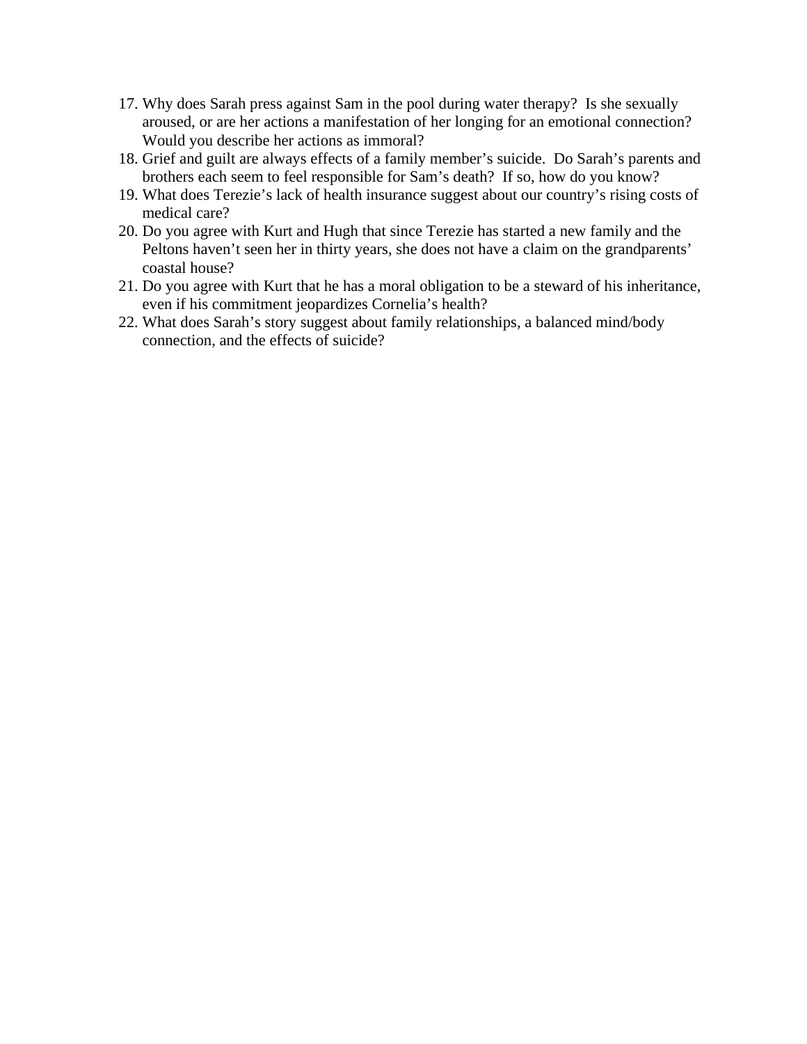17. Why does Sarah press against Sam in the pool during water therapy? Is she sexually aroused, or are her actions a manifestation of her longing for an emotional connection? Would you describe her actions as immoral?
18. Grief and guilt are always effects of a family member's suicide. Do Sarah's parents and brothers each seem to feel responsible for Sam's death? If so, how do you know?
19. What does Terezie's lack of health insurance suggest about our country's rising costs of medical care?
20. Do you agree with Kurt and Hugh that since Terezie has started a new family and the Peltons haven't seen her in thirty years, she does not have a claim on the grandparents' coastal house?
21. Do you agree with Kurt that he has a moral obligation to be a steward of his inheritance, even if his commitment jeopardizes Cornelia's health?
22. What does Sarah's story suggest about family relationships, a balanced mind/body connection, and the effects of suicide?